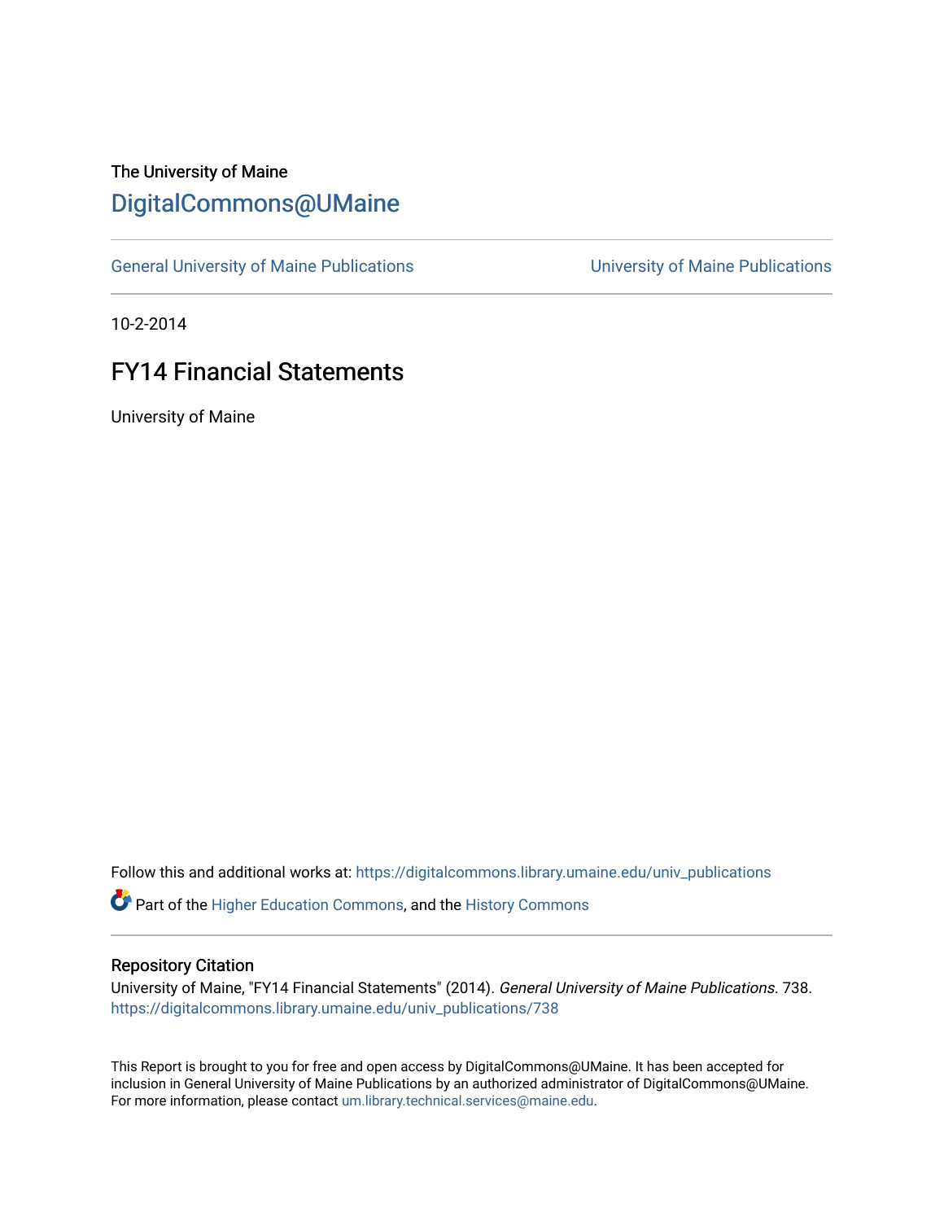The University of Maine

# DigitalCommons@UMaine

General University of Maine Publications | University of Maine Publications

10-2-2014

## FY14 Financial Statements

University of Maine

Follow this and additional works at: https://digitalcommons.library.umaine.edu/univ_publications

Part of the Higher Education Commons, and the History Commons

### Repository Citation

University of Maine, "FY14 Financial Statements" (2014). *General University of Maine Publications*. 738.
https://digitalcommons.library.umaine.edu/univ_publications/738

This Report is brought to you for free and open access by DigitalCommons@UMaine. It has been accepted for inclusion in General University of Maine Publications by an authorized administrator of DigitalCommons@UMaine. For more information, please contact um.library.technical.services@maine.edu.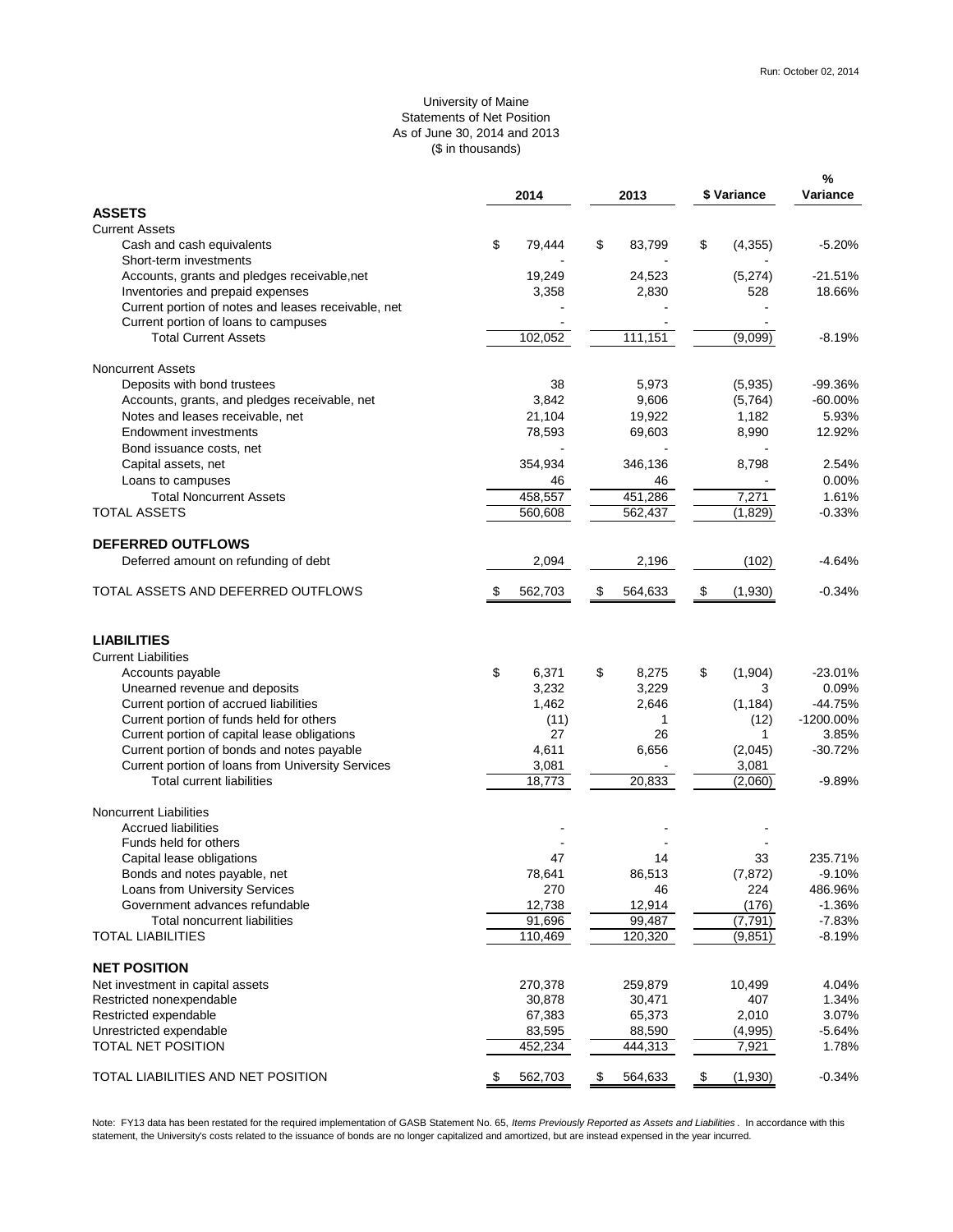Run: October 02, 2014

University of Maine
Statements of Net Position
As of June 30, 2014 and 2013
($ in thousands)

| | 2014 | 2013 | $ Variance | % Variance |
|---|---|---|---|---|
| **ASSETS** | | | | |
| Current Assets | | | | |
| Cash and cash equivalents | $ 79,444 | $ 83,799 | $ (4,355) | -5.20% |
| Short-term investments | - | - | - | |
| Accounts, grants and pledges receivable,net | 19,249 | 24,523 | (5,274) | -21.51% |
| Inventories and prepaid expenses | 3,358 | 2,830 | 528 | 18.66% |
| Current portion of notes and leases receivable, net | - | - | - | |
| Current portion of loans to campuses | - | - | - | |
| Total Current Assets | 102,052 | 111,151 | (9,099) | -8.19% |
| Noncurrent Assets | | | | |
| Deposits with bond trustees | 38 | 5,973 | (5,935) | -99.36% |
| Accounts, grants, and pledges receivable, net | 3,842 | 9,606 | (5,764) | -60.00% |
| Notes and leases receivable, net | 21,104 | 19,922 | 1,182 | 5.93% |
| Endowment investments | 78,593 | 69,603 | 8,990 | 12.92% |
| Bond issuance costs, net | - | - | - | |
| Capital assets, net | 354,934 | 346,136 | 8,798 | 2.54% |
| Loans to campuses | 46 | 46 | - | 0.00% |
| Total Noncurrent Assets | 458,557 | 451,286 | 7,271 | 1.61% |
| TOTAL ASSETS | 560,608 | 562,437 | (1,829) | -0.33% |
| **DEFERRED OUTFLOWS** | | | | |
| Deferred amount on refunding of debt | 2,094 | 2,196 | (102) | -4.64% |
| TOTAL ASSETS AND DEFERRED OUTFLOWS | $ 562,703 | $ 564,633 | $ (1,930) | -0.34% |
| **LIABILITIES** | | | | |
| Current Liabilities | | | | |
| Accounts payable | $ 6,371 | $ 8,275 | $ (1,904) | -23.01% |
| Unearned revenue and deposits | 3,232 | 3,229 | 3 | 0.09% |
| Current portion of accrued liabilities | 1,462 | 2,646 | (1,184) | -44.75% |
| Current portion of funds held for others | (11) | 1 | (12) | -1200.00% |
| Current portion of capital lease obligations | 27 | 26 | 1 | 3.85% |
| Current portion of bonds and notes payable | 4,611 | 6,656 | (2,045) | -30.72% |
| Current portion of loans from University Services | 3,081 | - | 3,081 | |
| Total current liabilities | 18,773 | 20,833 | (2,060) | -9.89% |
| Noncurrent Liabilities | | | | |
| Accrued liabilities | - | - | - | |
| Funds held for others | - | - | - | |
| Capital lease obligations | 47 | 14 | 33 | 235.71% |
| Bonds and notes payable, net | 78,641 | 86,513 | (7,872) | -9.10% |
| Loans from University Services | 270 | 46 | 224 | 486.96% |
| Government advances refundable | 12,738 | 12,914 | (176) | -1.36% |
| Total noncurrent liabilities | 91,696 | 99,487 | (7,791) | -7.83% |
| TOTAL LIABILITIES | 110,469 | 120,320 | (9,851) | -8.19% |
| **NET POSITION** | | | | |
| Net investment in capital assets | 270,378 | 259,879 | 10,499 | 4.04% |
| Restricted nonexpendable | 30,878 | 30,471 | 407 | 1.34% |
| Restricted expendable | 67,383 | 65,373 | 2,010 | 3.07% |
| Unrestricted expendable | 83,595 | 88,590 | (4,995) | -5.64% |
| TOTAL NET POSITION | 452,234 | 444,313 | 7,921 | 1.78% |
| TOTAL LIABILITIES AND NET POSITION | $ 562,703 | $ 564,633 | $ (1,930) | -0.34% |

Note: FY13 data has been restated for the required implementation of GASB Statement No. 65, *Items Previously Reported as Assets and Liabilities* . In accordance with this statement, the University's costs related to the issuance of bonds are no longer capitalized and amortized, but are instead expensed in the year incurred.